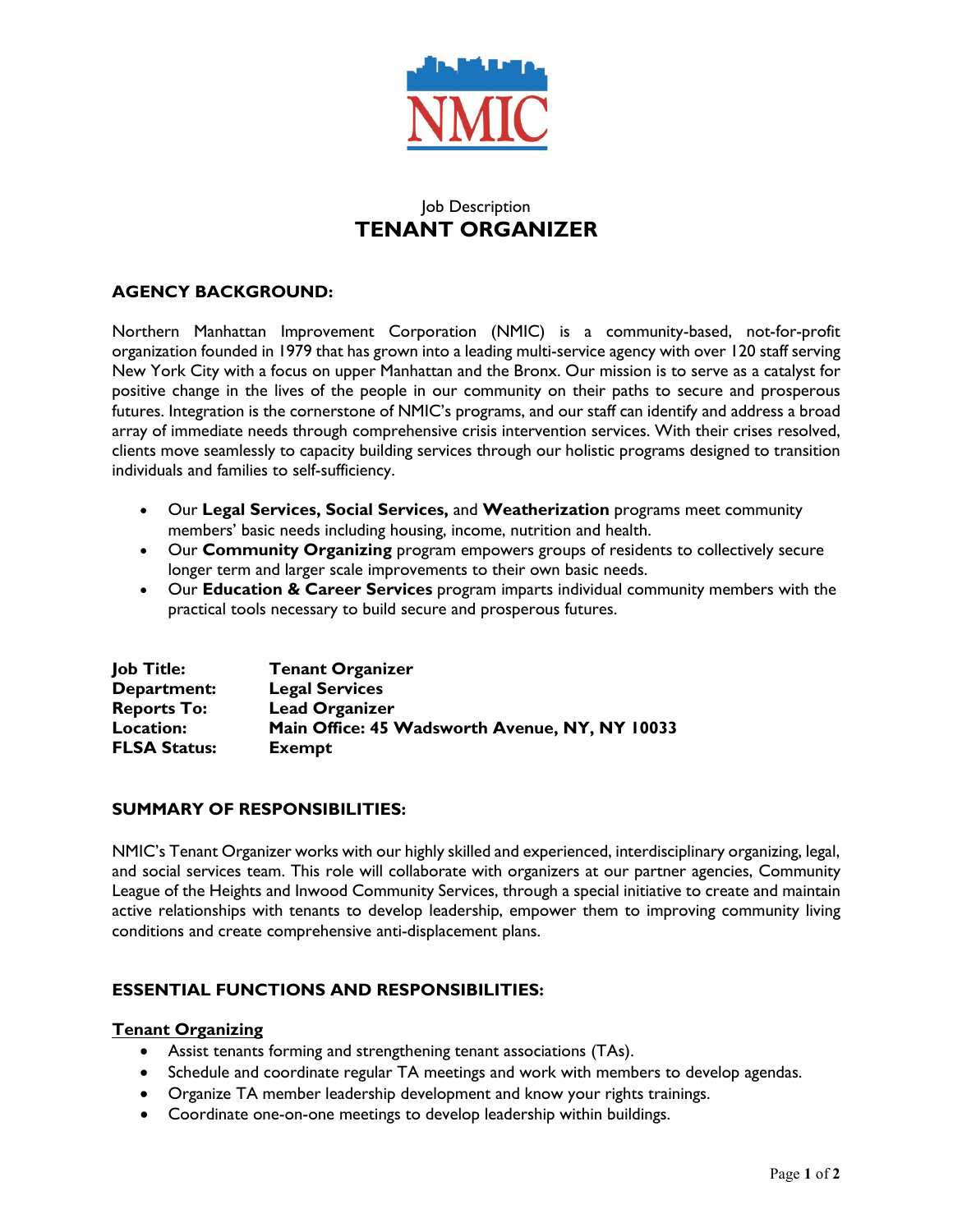NMIC

Job Description

# TENANT ORGANIZER

## AGENCY BACKGROUND:

Northern Manhattan Improvement Corporation (NMIC) is a community-based, not-for-profit organization founded in 1979 that has grown into a leading multi-service agency with over 120 staff serving New York City with a focus on upper Manhattan and the Bronx. Our mission is to serve as a catalyst for positive change in the lives of the people in our community on their paths to secure and prosperous futures. Integration is the cornerstone of NMIC's programs, and our staff can identify and address a broad array of immediate needs through comprehensive crisis intervention services. With their crises resolved, clients move seamlessly to capacity building services through our holistic programs designed to transition individuals and families to self-sufficiency.

- Our **Legal Services, Social Services,** and **Weatherization** programs meet community members' basic needs including housing, income, nutrition and health.
- Our **Community Organizing** program empowers groups of residents to collectively secure longer term and larger scale improvements to their own basic needs.
- Our **Education & Career Services** program imparts individual community members with the practical tools necessary to build secure and prosperous futures.

| | |
|---|---|
| **Job Title:** | **Tenant Organizer** |
| **Department:** | **Legal Services** |
| **Reports To:** | **Lead Organizer** |
| **Location:** | **Main Office: 45 Wadsworth Avenue, NY, NY 10033** |
| **FLSA Status:** | **Exempt** |

## SUMMARY OF RESPONSIBILITIES:

NMIC's Tenant Organizer works with our highly skilled and experienced, interdisciplinary organizing, legal, and social services team. This role will collaborate with organizers at our partner agencies, Community League of the Heights and Inwood Community Services, through a special initiative to create and maintain active relationships with tenants to develop leadership, empower them to improving community living conditions and create comprehensive anti-displacement plans.

## ESSENTIAL FUNCTIONS AND RESPONSIBILITIES:

### Tenant Organizing

- Assist tenants forming and strengthening tenant associations (TAs).
- Schedule and coordinate regular TA meetings and work with members to develop agendas.
- Organize TA member leadership development and know your rights trainings.
- Coordinate one-on-one meetings to develop leadership within buildings.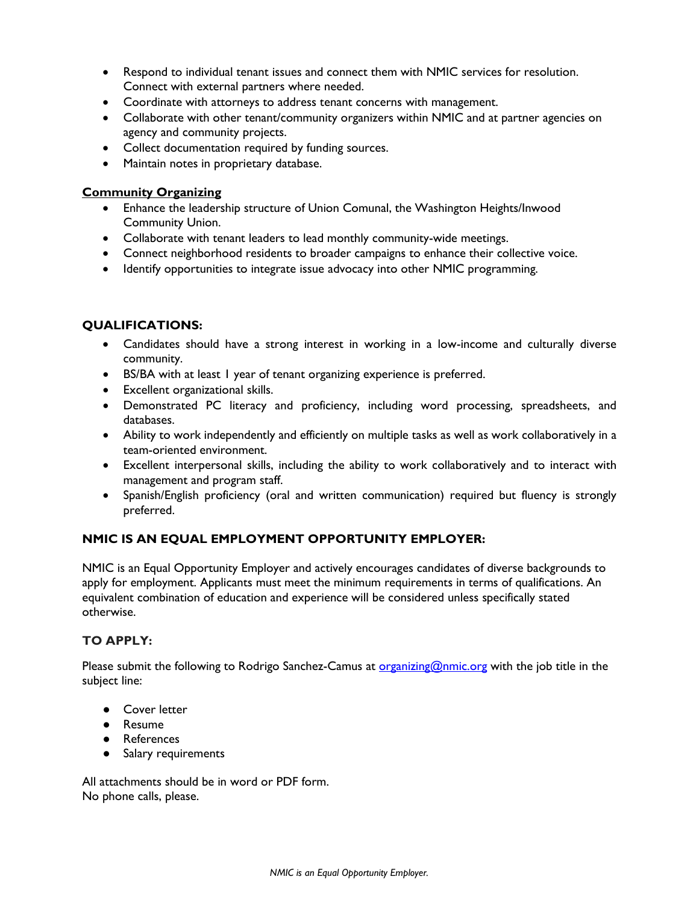- Respond to individual tenant issues and connect them with NMIC services for resolution. Connect with external partners where needed.
- Coordinate with attorneys to address tenant concerns with management.
- Collaborate with other tenant/community organizers within NMIC and at partner agencies on agency and community projects.
- Collect documentation required by funding sources.
- Maintain notes in proprietary database.

**Community Organizing**

- Enhance the leadership structure of Union Comunal, the Washington Heights/Inwood Community Union.
- Collaborate with tenant leaders to lead monthly community-wide meetings.
- Connect neighborhood residents to broader campaigns to enhance their collective voice.
- Identify opportunities to integrate issue advocacy into other NMIC programming.

## QUALIFICATIONS:

- Candidates should have a strong interest in working in a low-income and culturally diverse community.
- BS/BA with at least 1 year of tenant organizing experience is preferred.
- Excellent organizational skills.
- Demonstrated PC literacy and proficiency, including word processing, spreadsheets, and databases.
- Ability to work independently and efficiently on multiple tasks as well as work collaboratively in a team-oriented environment.
- Excellent interpersonal skills, including the ability to work collaboratively and to interact with management and program staff.
- Spanish/English proficiency (oral and written communication) required but fluency is strongly preferred.

## NMIC IS AN EQUAL EMPLOYMENT OPPORTUNITY EMPLOYER:

NMIC is an Equal Opportunity Employer and actively encourages candidates of diverse backgrounds to apply for employment. Applicants must meet the minimum requirements in terms of qualifications. An equivalent combination of education and experience will be considered unless specifically stated otherwise.

## TO APPLY:

Please submit the following to Rodrigo Sanchez-Camus at organizing@nmic.org with the job title in the subject line:

- Cover letter
- Resume
- References
- Salary requirements

All attachments should be in word or PDF form.
No phone calls, please.

*NMIC is an Equal Opportunity Employer.*